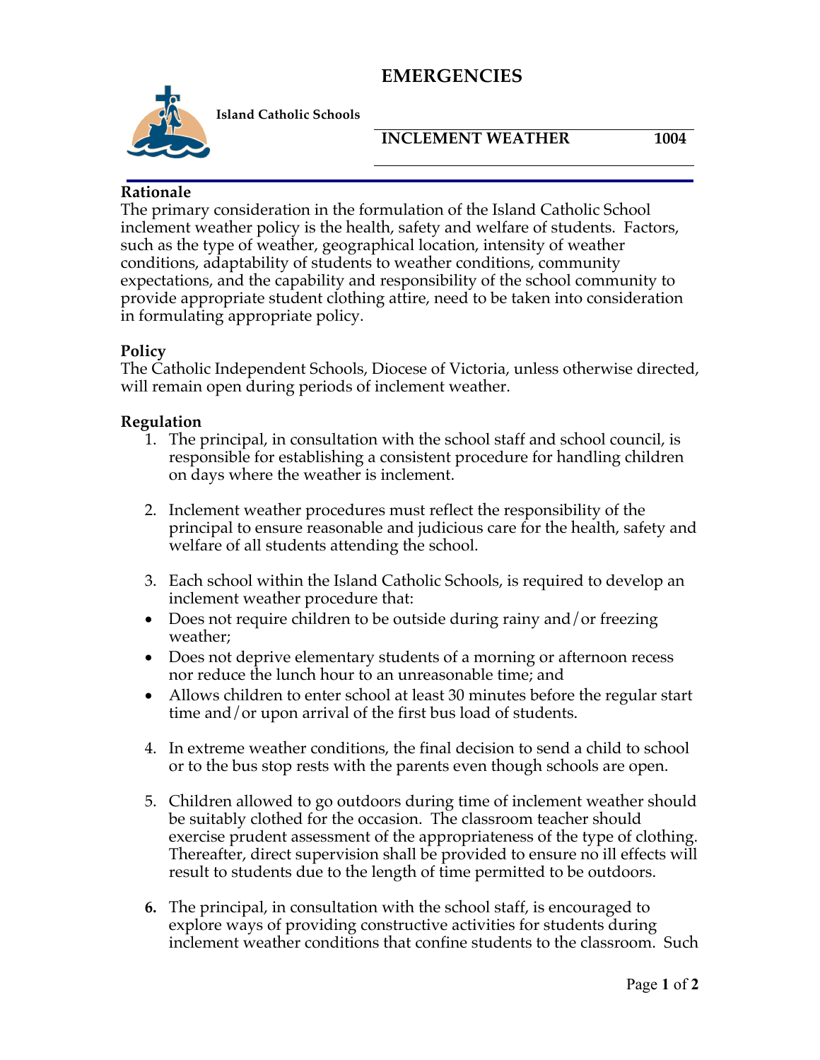# EMERGENCIES

**Island Catholic Schools**

**INCLEMENT WEATHER 1004**

### Rationale

The primary consideration in the formulation of the Island Catholic School inclement weather policy is the health, safety and welfare of students. Factors, such as the type of weather, geographical location, intensity of weather conditions, adaptability of students to weather conditions, community expectations, and the capability and responsibility of the school community to provide appropriate student clothing attire, need to be taken into consideration in formulating appropriate policy.

### Policy

The Catholic Independent Schools, Diocese of Victoria, unless otherwise directed, will remain open during periods of inclement weather.

### Regulation

1. The principal, in consultation with the school staff and school council, is responsible for establishing a consistent procedure for handling children on days where the weather is inclement.

2. Inclement weather procedures must reflect the responsibility of the principal to ensure reasonable and judicious care for the health, safety and welfare of all students attending the school.

3. Each school within the Island Catholic Schools, is required to develop an inclement weather procedure that:
   - Does not require children to be outside during rainy and/or freezing weather;
   - Does not deprive elementary students of a morning or afternoon recess nor reduce the lunch hour to an unreasonable time; and
   - Allows children to enter school at least 30 minutes before the regular start time and/or upon arrival of the first bus load of students.

4. In extreme weather conditions, the final decision to send a child to school or to the bus stop rests with the parents even though schools are open.

5. Children allowed to go outdoors during time of inclement weather should be suitably clothed for the occasion. The classroom teacher should exercise prudent assessment of the appropriateness of the type of clothing. Thereafter, direct supervision shall be provided to ensure no ill effects will result to students due to the length of time permitted to be outdoors.

6. The principal, in consultation with the school staff, is encouraged to explore ways of providing constructive activities for students during inclement weather conditions that confine students to the classroom. Such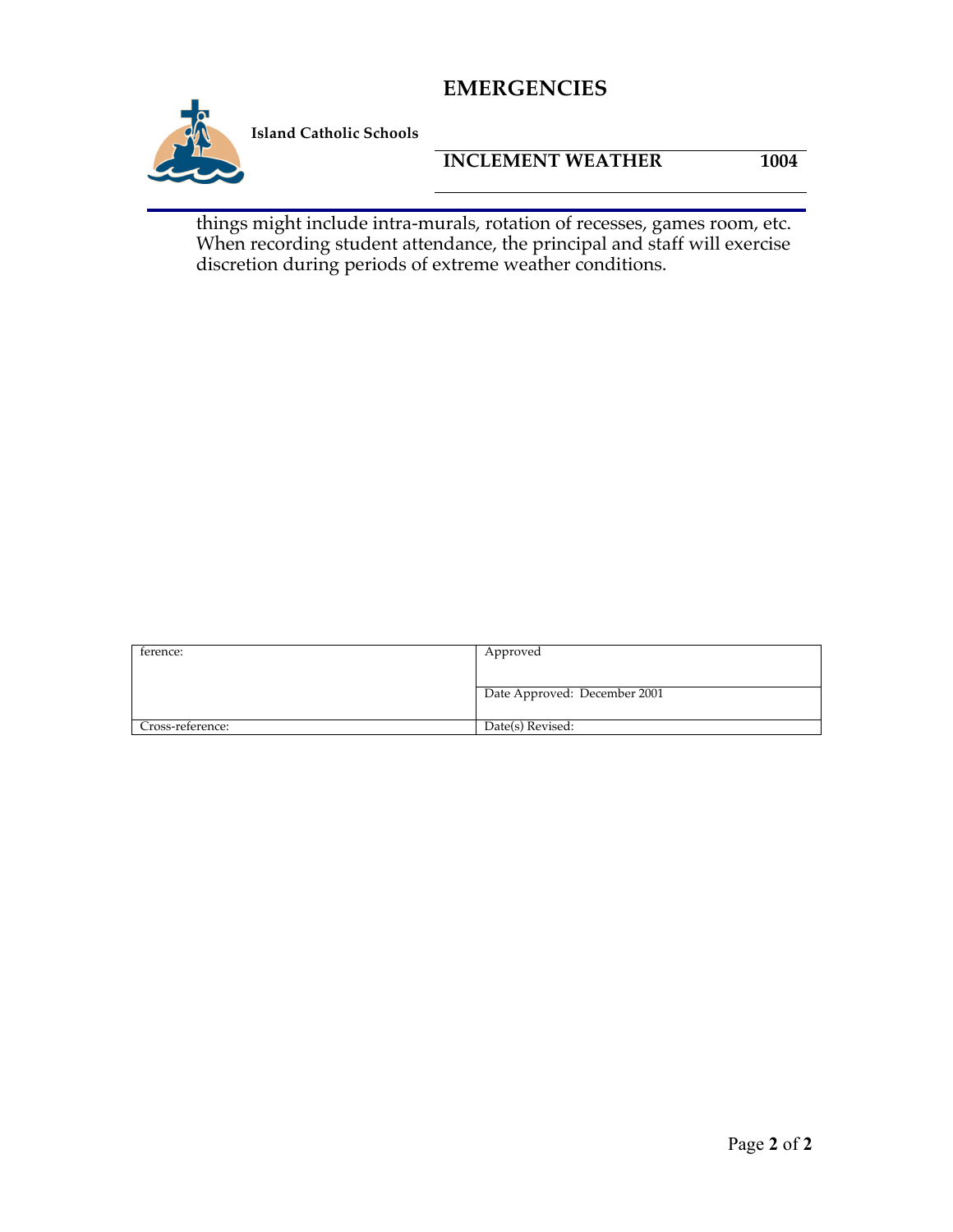things might include intra-murals, rotation of recesses, games room, etc. When recording student attendance, the principal and staff will exercise discretion during periods of extreme weather conditions.

| | |
|---|---|
| ference: | Approved |
| | Date Approved: December 2001 |
| Cross-reference: | Date(s) Revised: |